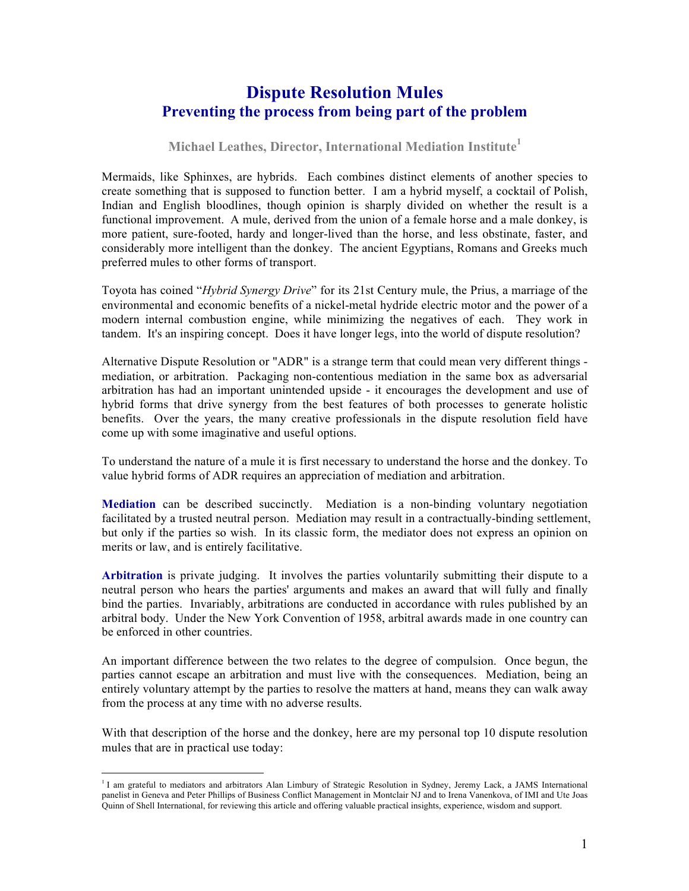# Dispute Resolution Mules

## Preventing the process from being part of the problem

**Michael Leathes, Director, International Mediation Institute[1]**

Mermaids, like Sphinxes, are hybrids. Each combines distinct elements of another species to create something that is supposed to function better. I am a hybrid myself, a cocktail of Polish, Indian and English bloodlines, though opinion is sharply divided on whether the result is a functional improvement. A mule, derived from the union of a female horse and a male donkey, is more patient, sure-footed, hardy and longer-lived than the horse, and less obstinate, faster, and considerably more intelligent than the donkey. The ancient Egyptians, Romans and Greeks much preferred mules to other forms of transport.

Toyota has coined "*Hybrid Synergy Drive*" for its 21st Century mule, the Prius, a marriage of the environmental and economic benefits of a nickel-metal hydride electric motor and the power of a modern internal combustion engine, while minimizing the negatives of each. They work in tandem. It's an inspiring concept. Does it have longer legs, into the world of dispute resolution?

Alternative Dispute Resolution or "ADR" is a strange term that could mean very different things - mediation, or arbitration. Packaging non-contentious mediation in the same box as adversarial arbitration has had an important unintended upside - it encourages the development and use of hybrid forms that drive synergy from the best features of both processes to generate holistic benefits. Over the years, the many creative professionals in the dispute resolution field have come up with some imaginative and useful options.

To understand the nature of a mule it is first necessary to understand the horse and the donkey. To value hybrid forms of ADR requires an appreciation of mediation and arbitration.

**Mediation** can be described succinctly. Mediation is a non-binding voluntary negotiation facilitated by a trusted neutral person. Mediation may result in a contractually-binding settlement, but only if the parties so wish. In its classic form, the mediator does not express an opinion on merits or law, and is entirely facilitative.

**Arbitration** is private judging. It involves the parties voluntarily submitting their dispute to a neutral person who hears the parties' arguments and makes an award that will fully and finally bind the parties. Invariably, arbitrations are conducted in accordance with rules published by an arbitral body. Under the New York Convention of 1958, arbitral awards made in one country can be enforced in other countries.

An important difference between the two relates to the degree of compulsion. Once begun, the parties cannot escape an arbitration and must live with the consequences. Mediation, being an entirely voluntary attempt by the parties to resolve the matters at hand, means they can walk away from the process at any time with no adverse results.

With that description of the horse and the donkey, here are my personal top 10 dispute resolution mules that are in practical use today:

---

[1] I am grateful to mediators and arbitrators Alan Limbury of Strategic Resolution in Sydney, Jeremy Lack, a JAMS International panelist in Geneva and Peter Phillips of Business Conflict Management in Montclair NJ and to Irena Vanenkova, of IMI and Ute Joas Quinn of Shell International, for reviewing this article and offering valuable practical insights, experience, wisdom and support.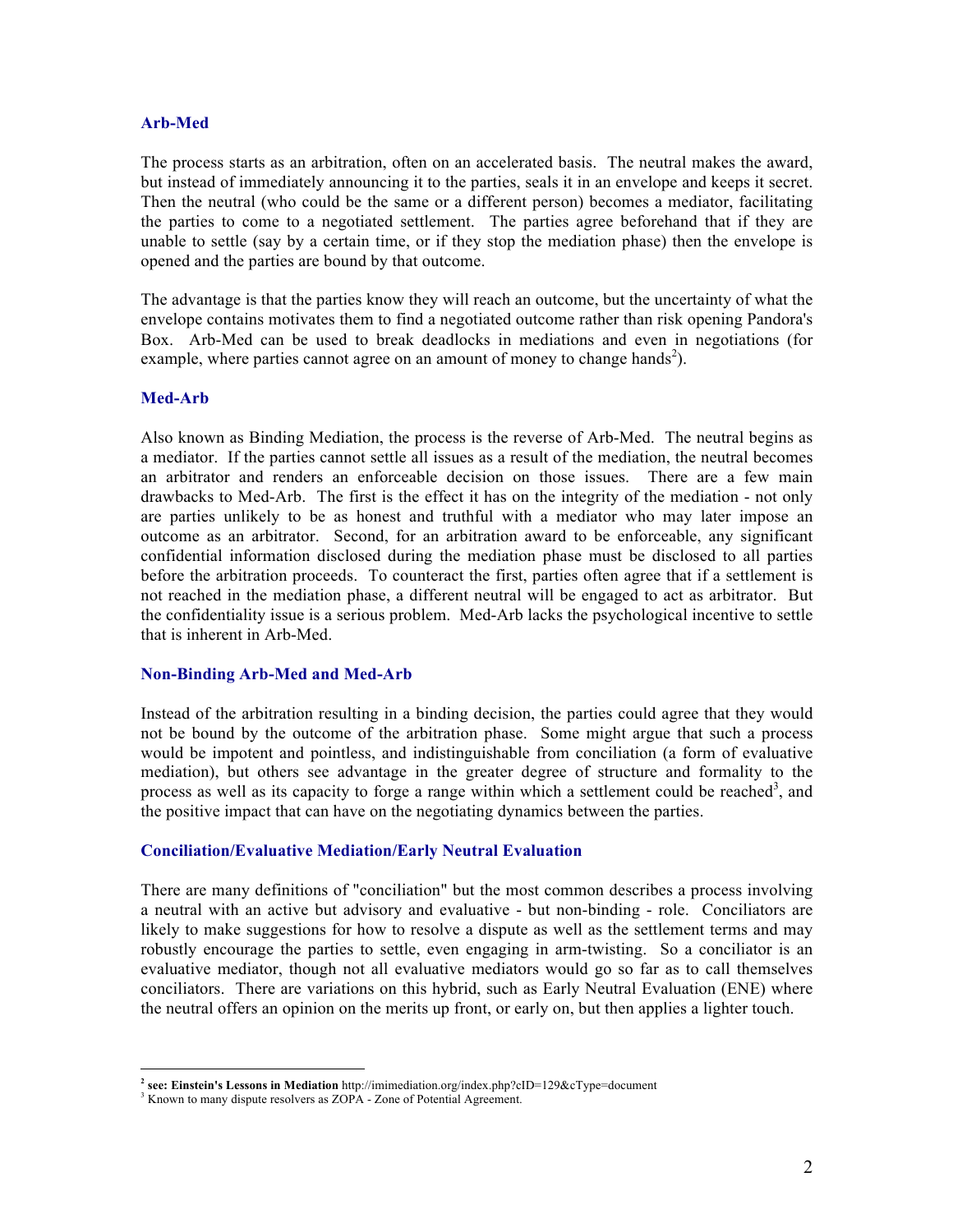### Arb-Med

The process starts as an arbitration, often on an accelerated basis. The neutral makes the award, but instead of immediately announcing it to the parties, seals it in an envelope and keeps it secret. Then the neutral (who could be the same or a different person) becomes a mediator, facilitating the parties to come to a negotiated settlement. The parties agree beforehand that if they are unable to settle (say by a certain time, or if they stop the mediation phase) then the envelope is opened and the parties are bound by that outcome.

The advantage is that the parties know they will reach an outcome, but the uncertainty of what the envelope contains motivates them to find a negotiated outcome rather than risk opening Pandora's Box. Arb-Med can be used to break deadlocks in mediations and even in negotiations (for example, where parties cannot agree on an amount of money to change hands[2]).

### Med-Arb

Also known as Binding Mediation, the process is the reverse of Arb-Med. The neutral begins as a mediator. If the parties cannot settle all issues as a result of the mediation, the neutral becomes an arbitrator and renders an enforceable decision on those issues. There are a few main drawbacks to Med-Arb. The first is the effect it has on the integrity of the mediation - not only are parties unlikely to be as honest and truthful with a mediator who may later impose an outcome as an arbitrator. Second, for an arbitration award to be enforceable, any significant confidential information disclosed during the mediation phase must be disclosed to all parties before the arbitration proceeds. To counteract the first, parties often agree that if a settlement is not reached in the mediation phase, a different neutral will be engaged to act as arbitrator. But the confidentiality issue is a serious problem. Med-Arb lacks the psychological incentive to settle that is inherent in Arb-Med.

### Non-Binding Arb-Med and Med-Arb

Instead of the arbitration resulting in a binding decision, the parties could agree that they would not be bound by the outcome of the arbitration phase. Some might argue that such a process would be impotent and pointless, and indistinguishable from conciliation (a form of evaluative mediation), but others see advantage in the greater degree of structure and formality to the process as well as its capacity to forge a range within which a settlement could be reached[3], and the positive impact that can have on the negotiating dynamics between the parties.

### Conciliation/Evaluative Mediation/Early Neutral Evaluation

There are many definitions of "conciliation" but the most common describes a process involving a neutral with an active but advisory and evaluative - but non-binding - role. Conciliators are likely to make suggestions for how to resolve a dispute as well as the settlement terms and may robustly encourage the parties to settle, even engaging in arm-twisting. So a conciliator is an evaluative mediator, though not all evaluative mediators would go so far as to call themselves conciliators. There are variations on this hybrid, such as Early Neutral Evaluation (ENE) where the neutral offers an opinion on the merits up front, or early on, but then applies a lighter touch.

---

[2] **see: Einstein's Lessons in Mediation** http://imimediation.org/index.php?cID=129&cType=document

[3] Known to many dispute resolvers as ZOPA - Zone of Potential Agreement.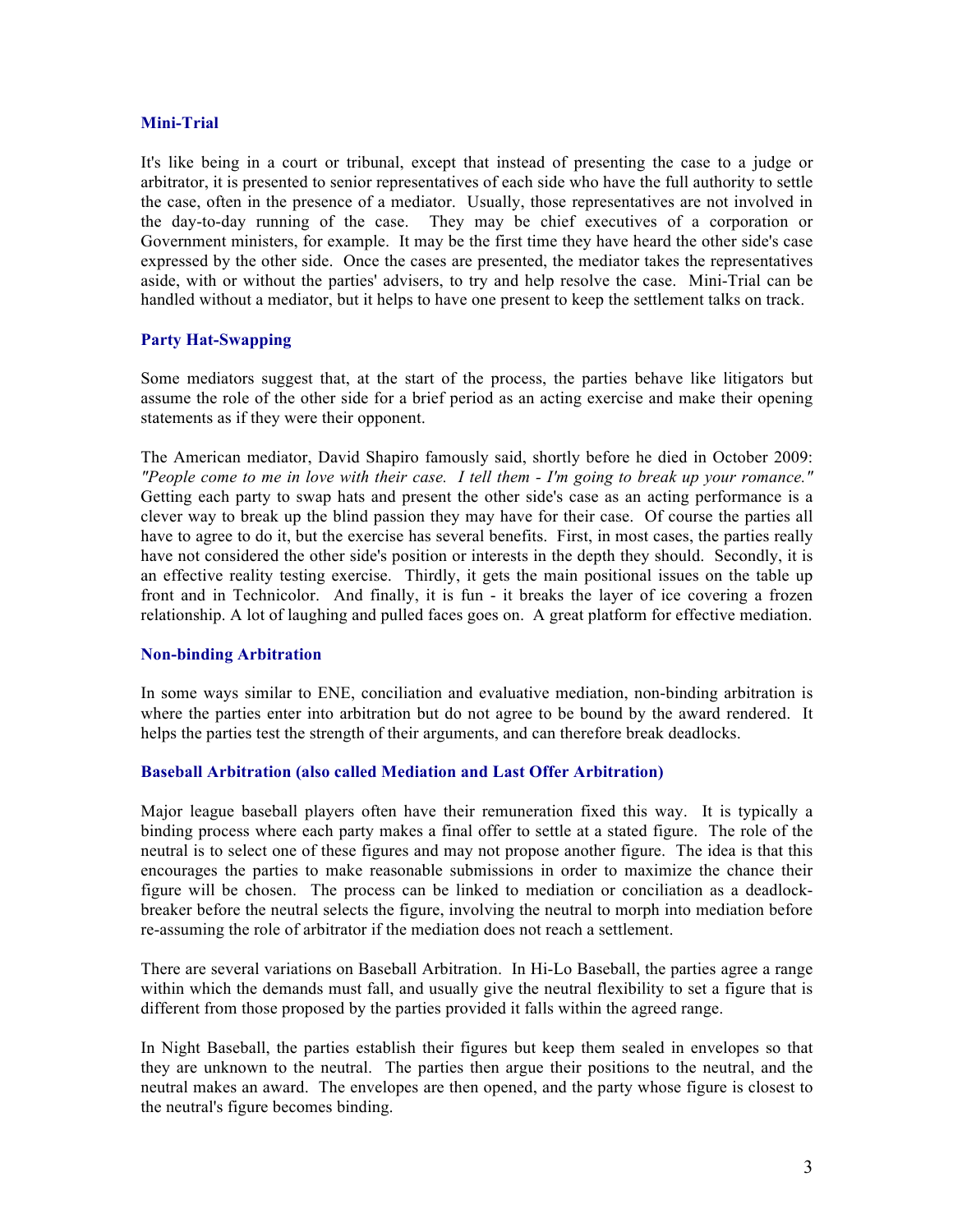### Mini-Trial

It's like being in a court or tribunal, except that instead of presenting the case to a judge or arbitrator, it is presented to senior representatives of each side who have the full authority to settle the case, often in the presence of a mediator. Usually, those representatives are not involved in the day-to-day running of the case. They may be chief executives of a corporation or Government ministers, for example. It may be the first time they have heard the other side's case expressed by the other side. Once the cases are presented, the mediator takes the representatives aside, with or without the parties' advisers, to try and help resolve the case. Mini-Trial can be handled without a mediator, but it helps to have one present to keep the settlement talks on track.

### Party Hat-Swapping

Some mediators suggest that, at the start of the process, the parties behave like litigators but assume the role of the other side for a brief period as an acting exercise and make their opening statements as if they were their opponent.

The American mediator, David Shapiro famously said, shortly before he died in October 2009: *"People come to me in love with their case. I tell them - I'm going to break up your romance."* Getting each party to swap hats and present the other side's case as an acting performance is a clever way to break up the blind passion they may have for their case. Of course the parties all have to agree to do it, but the exercise has several benefits. First, in most cases, the parties really have not considered the other side's position or interests in the depth they should. Secondly, it is an effective reality testing exercise. Thirdly, it gets the main positional issues on the table up front and in Technicolor. And finally, it is fun - it breaks the layer of ice covering a frozen relationship. A lot of laughing and pulled faces goes on. A great platform for effective mediation.

### Non-binding Arbitration

In some ways similar to ENE, conciliation and evaluative mediation, non-binding arbitration is where the parties enter into arbitration but do not agree to be bound by the award rendered. It helps the parties test the strength of their arguments, and can therefore break deadlocks.

### Baseball Arbitration (also called Mediation and Last Offer Arbitration)

Major league baseball players often have their remuneration fixed this way. It is typically a binding process where each party makes a final offer to settle at a stated figure. The role of the neutral is to select one of these figures and may not propose another figure. The idea is that this encourages the parties to make reasonable submissions in order to maximize the chance their figure will be chosen. The process can be linked to mediation or conciliation as a deadlock-breaker before the neutral selects the figure, involving the neutral to morph into mediation before re-assuming the role of arbitrator if the mediation does not reach a settlement.

There are several variations on Baseball Arbitration. In Hi-Lo Baseball, the parties agree a range within which the demands must fall, and usually give the neutral flexibility to set a figure that is different from those proposed by the parties provided it falls within the agreed range.

In Night Baseball, the parties establish their figures but keep them sealed in envelopes so that they are unknown to the neutral. The parties then argue their positions to the neutral, and the neutral makes an award. The envelopes are then opened, and the party whose figure is closest to the neutral's figure becomes binding.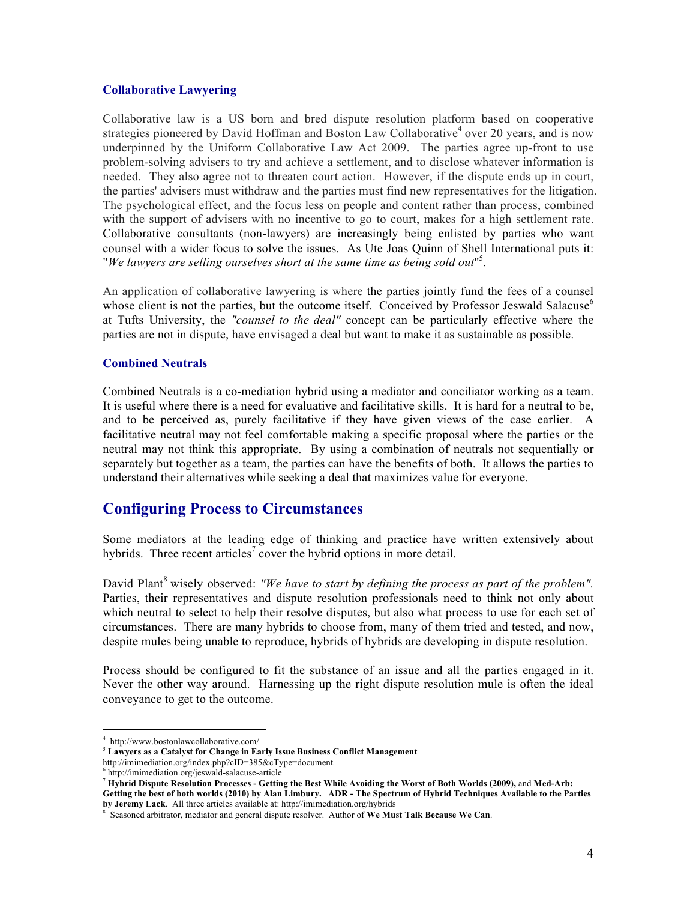### Collaborative Lawyering

Collaborative law is a US born and bred dispute resolution platform based on cooperative strategies pioneered by David Hoffman and Boston Law Collaborative[4] over 20 years, and is now underpinned by the Uniform Collaborative Law Act 2009. The parties agree up-front to use problem-solving advisers to try and achieve a settlement, and to disclose whatever information is needed. They also agree not to threaten court action. However, if the dispute ends up in court, the parties' advisers must withdraw and the parties must find new representatives for the litigation. The psychological effect, and the focus less on people and content rather than process, combined with the support of advisers with no incentive to go to court, makes for a high settlement rate. Collaborative consultants (non-lawyers) are increasingly being enlisted by parties who want counsel with a wider focus to solve the issues. As Ute Joas Quinn of Shell International puts it: "*We lawyers are selling ourselves short at the same time as being sold out*"[5].

An application of collaborative lawyering is where the parties jointly fund the fees of a counsel whose client is not the parties, but the outcome itself. Conceived by Professor Jeswald Salacuse[6] at Tufts University, the *"counsel to the deal"* concept can be particularly effective where the parties are not in dispute, have envisaged a deal but want to make it as sustainable as possible.

### Combined Neutrals

Combined Neutrals is a co-mediation hybrid using a mediator and conciliator working as a team. It is useful where there is a need for evaluative and facilitative skills. It is hard for a neutral to be, and to be perceived as, purely facilitative if they have given views of the case earlier. A facilitative neutral may not feel comfortable making a specific proposal where the parties or the neutral may not think this appropriate. By using a combination of neutrals not sequentially or separately but together as a team, the parties can have the benefits of both. It allows the parties to understand their alternatives while seeking a deal that maximizes value for everyone.

## Configuring Process to Circumstances

Some mediators at the leading edge of thinking and practice have written extensively about hybrids. Three recent articles[7] cover the hybrid options in more detail.

David Plant[8] wisely observed: *"We have to start by defining the process as part of the problem".* Parties, their representatives and dispute resolution professionals need to think not only about which neutral to select to help their resolve disputes, but also what process to use for each set of circumstances. There are many hybrids to choose from, many of them tried and tested, and now, despite mules being unable to reproduce, hybrids of hybrids are developing in dispute resolution.

Process should be configured to fit the substance of an issue and all the parties engaged in it. Never the other way around. Harnessing up the right dispute resolution mule is often the ideal conveyance to get to the outcome.

---

[4] http://www.bostonlawcollaborative.com/

[5] **Lawyers as a Catalyst for Change in Early Issue Business Conflict Management** http://imimediation.org/index.php?cID=385&cType=document

[6] http://imimediation.org/jeswald-salacuse-article

[7] **Hybrid Dispute Resolution Processes - Getting the Best While Avoiding the Worst of Both Worlds (2009),** and **Med-Arb: Getting the best of both worlds (2010) by Alan Limbury. ADR - The Spectrum of Hybrid Techniques Available to the Parties by Jeremy Lack**. All three articles available at: http://imimediation.org/hybrids

[8] Seasoned arbitrator, mediator and general dispute resolver. Author of **We Must Talk Because We Can**.